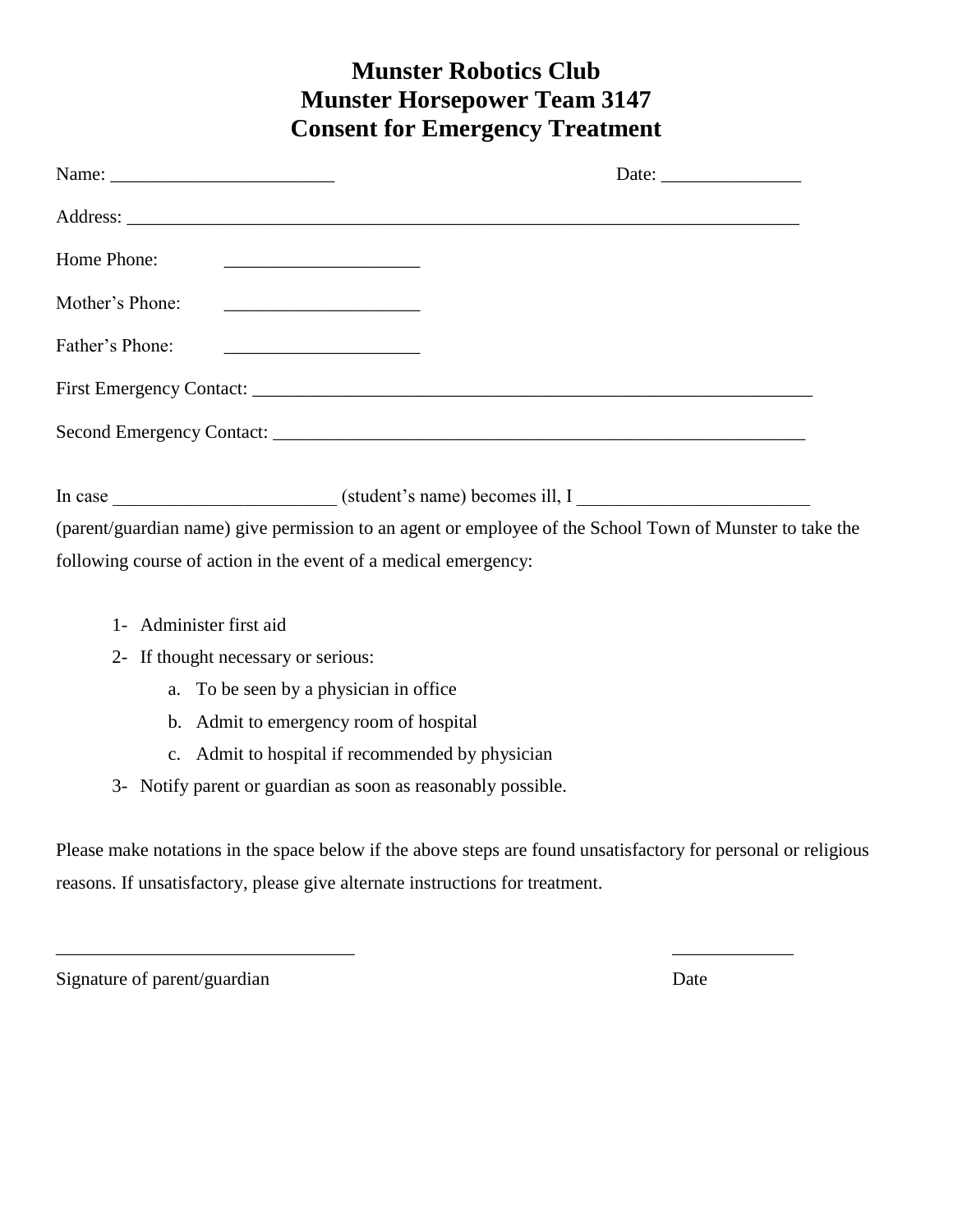# Munster Robotics Club
# Munster Horsepower Team 3147
# Consent for Emergency Treatment

Name: ________________________ Date: _______________

Address: ________________________________________________________________________

Home Phone: _____________________

Mother's Phone: _____________________

Father's Phone: _____________________

First Emergency Contact: ____________________________________________________________

Second Emergency Contact: __________________________________________________________

In case ________________________ (student's name) becomes ill, I _________________________ (parent/guardian name) give permission to an agent or employee of the School Town of Munster to take the following course of action in the event of a medical emergency:

1- Administer first aid
2- If thought necessary or serious:
   a. To be seen by a physician in office
   b. Admit to emergency room of hospital
   c. Admit to hospital if recommended by physician
3- Notify parent or guardian as soon as reasonably possible.

Please make notations in the space below if the above steps are found unsatisfactory for personal or religious reasons. If unsatisfactory, please give alternate instructions for treatment.

________________________________ _____________

Signature of parent/guardian Date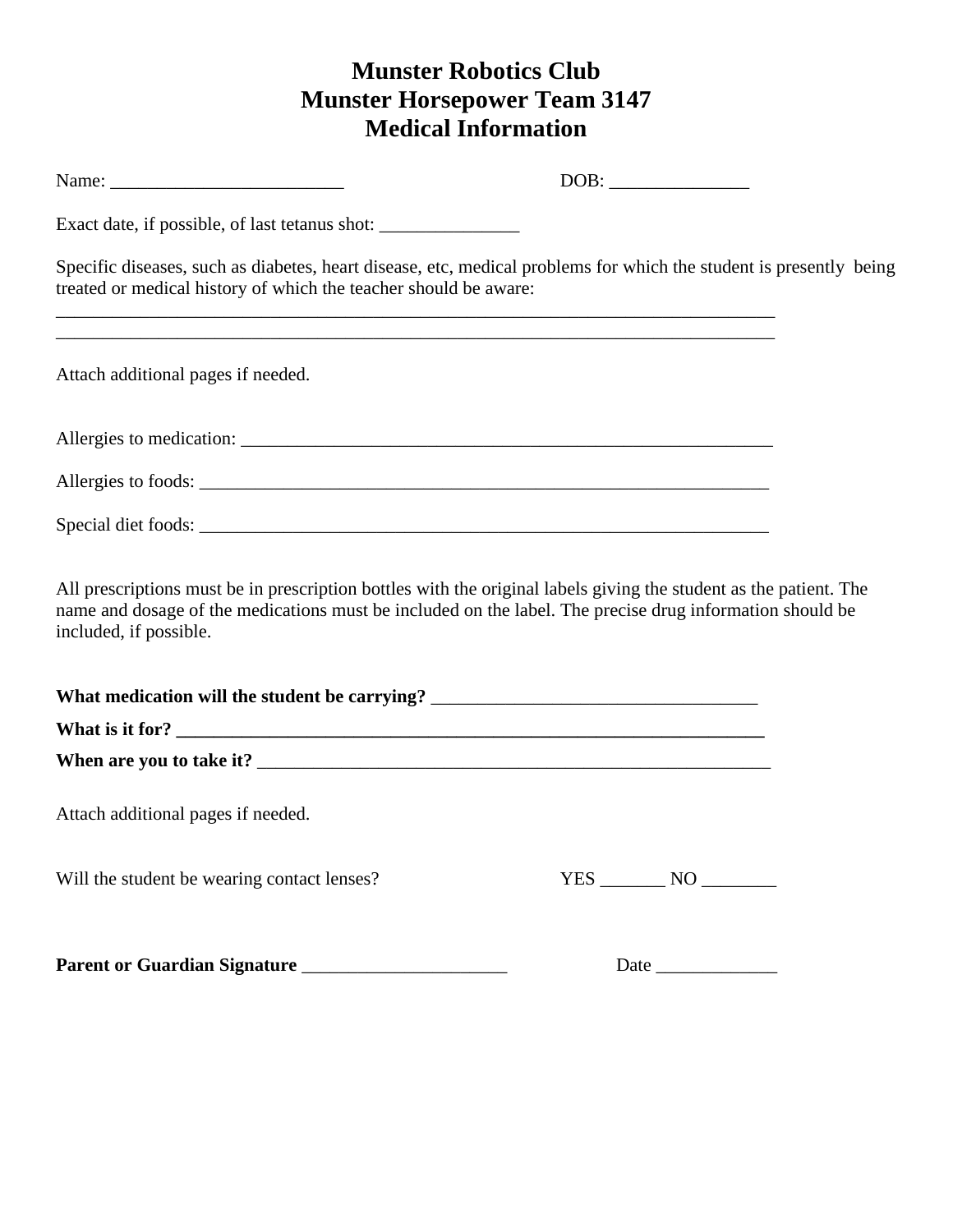# Munster Robotics Club
# Munster Horsepower Team 3147
# Medical Information

Name: _________________________ DOB: _______________

Exact date, if possible, of last tetanus shot: _______________

Specific diseases, such as diabetes, heart disease, etc, medical problems for which the student is presently being treated or medical history of which the teacher should be aware:
_______________________________________________________________________________
_______________________________________________________________________________

Attach additional pages if needed.

Allergies to medication: __________________________________________________________

Allergies to foods: _______________________________________________________________

Special diet foods: _______________________________________________________________

All prescriptions must be in prescription bottles with the original labels giving the student as the patient. The name and dosage of the medications must be included on the label. The precise drug information should be included, if possible.

**What medication will the student be carrying?** ____________________________________

**What is it for? ________________________________________________________________**

**When are you to take it?** _________________________________________________________

Attach additional pages if needed.

Will the student be wearing contact lenses? YES _______ NO ________

**Parent or Guardian Signature** ______________________ Date _____________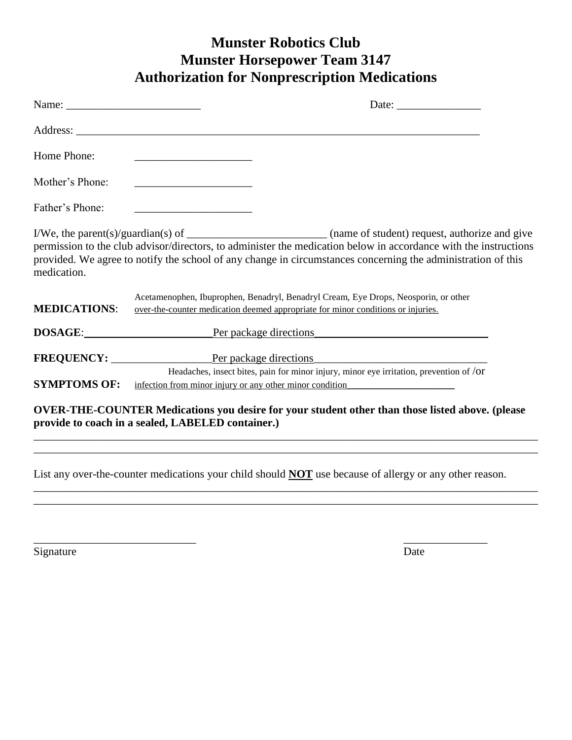# Munster Robotics Club
# Munster Horsepower Team 3147
# Authorization for Nonprescription Medications

Name: ________________________ Date: _______________

Address: ________________________________________________________________________

Home Phone: ____________________

Mother's Phone: ____________________

Father's Phone: ____________________

I/We, the parent(s)/guardian(s) of _________________________ (name of student) request, authorize and give permission to the club advisor/directors, to administer the medication below in accordance with the instructions provided. We agree to notify the school of any change in circumstances concerning the administration of this medication.

**MEDICATIONS**: Acetamenophen, Ibuprophen, Benadryl, Benadryl Cream, Eye Drops, Neosporin, or other over-the-counter medication deemed appropriate for minor conditions or injuries.

**DOSAGE**: Per package directions

**FREQUENCY:** Per package directions

**SYMPTOMS OF:** Headaches, insect bites, pain for minor injury, minor eye irritation, prevention of /or infection from minor injury or any other minor condition

**OVER-THE-COUNTER Medications you desire for your student other than those listed above. (please provide to coach in a sealed, LABELED container.)**

______________________________________________________________________________________

______________________________________________________________________________________

List any over-the-counter medications your child should **NOT** use because of allergy or any other reason.

______________________________________________________________________________________

______________________________________________________________________________________

____________________________ _______________

Signature Date